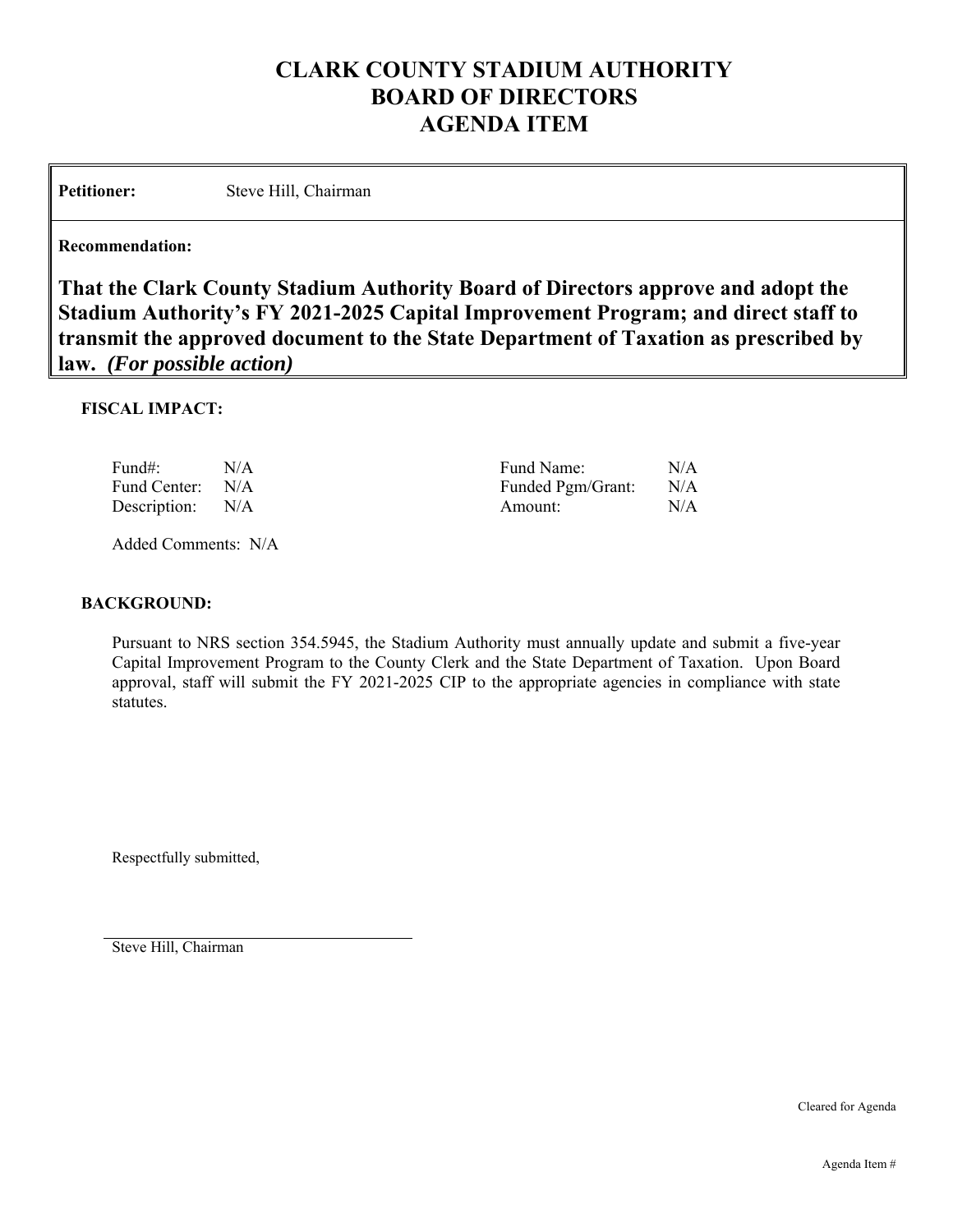# CLARK COUNTY STADIUM AUTHORITY
# BOARD OF DIRECTORS
# AGENDA ITEM

**Petitioner:** Steve Hill, Chairman

**Recommendation:**

**That the Clark County Stadium Authority Board of Directors approve and adopt the Stadium Authority's FY 2021-2025 Capital Improvement Program; and direct staff to transmit the approved document to the State Department of Taxation as prescribed by law.** ***(For possible action)***

**FISCAL IMPACT:**

| | | | |
|---|---|---|---|
| Fund#: | N/A | Fund Name: | N/A |
| Fund Center: | N/A | Funded Pgm/Grant: | N/A |
| Description: | N/A | Amount: | N/A |

Added Comments: N/A

**BACKGROUND:**

Pursuant to NRS section 354.5945, the Stadium Authority must annually update and submit a five-year Capital Improvement Program to the County Clerk and the State Department of Taxation. Upon Board approval, staff will submit the FY 2021-2025 CIP to the appropriate agencies in compliance with state statutes.

Respectfully submitted,

Steve Hill, Chairman

Cleared for Agenda

Agenda Item #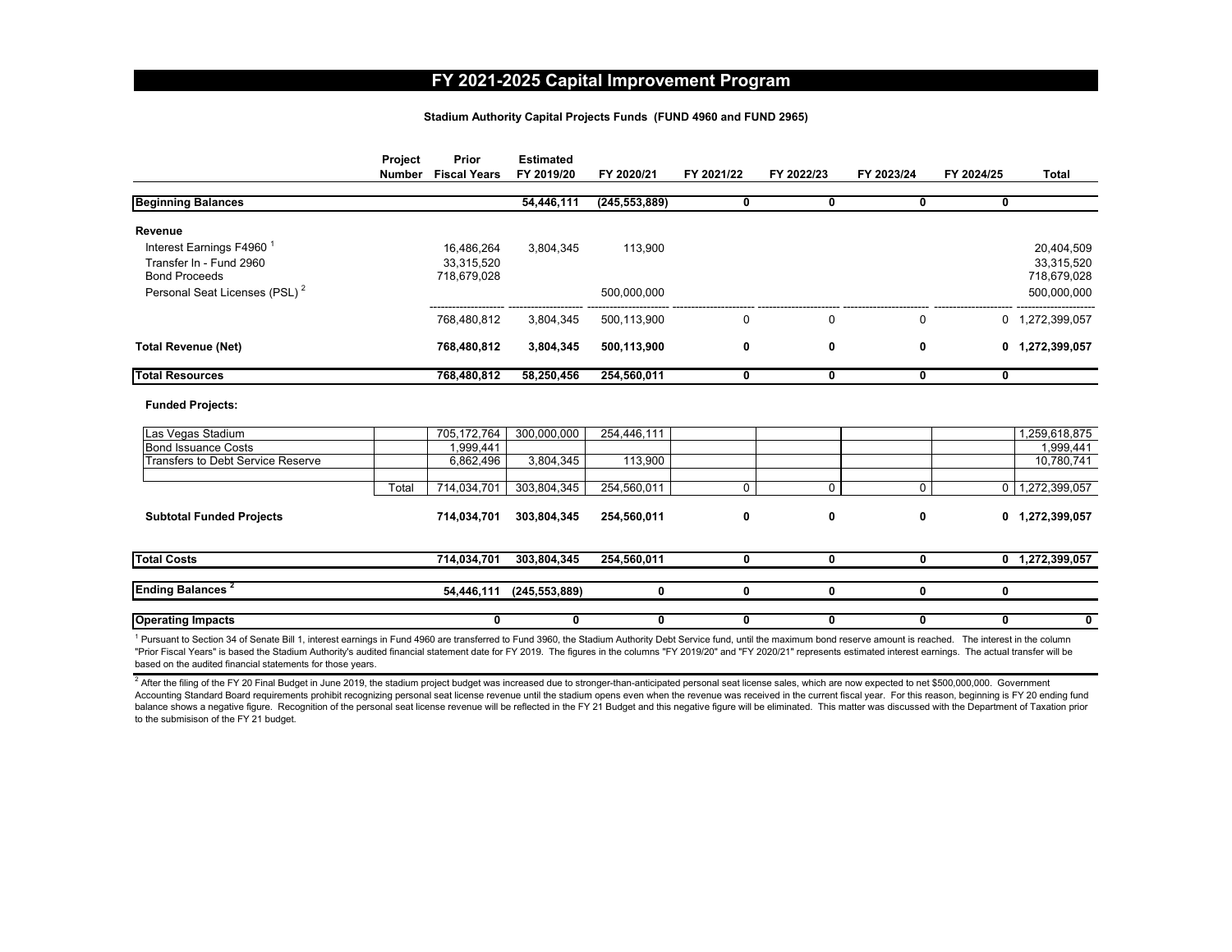# FY 2021-2025 Capital Improvement Program

### Stadium Authority Capital Projects Funds (FUND 4960 and FUND 2965)

| | Project Number | Prior Fiscal Years | Estimated FY 2019/20 | FY 2020/21 | FY 2021/22 | FY 2022/23 | FY 2023/24 | FY 2024/25 | Total |
|---|---|---|---|---|---|---|---|---|---|
| **Beginning Balances** | | | **54,446,111** | **(245,553,889)** | **0** | **0** | **0** | **0** | |
| **Revenue** | | | | | | | | | |
| Interest Earnings F4960 [1] | | 16,486,264 | 3,804,345 | 113,900 | | | | | 20,404,509 |
| Transfer In - Fund 2960 | | 33,315,520 | | | | | | | 33,315,520 |
| Bond Proceeds | | 718,679,028 | | | | | | | 718,679,028 |
| Personal Seat Licenses (PSL) [2] | | | | 500,000,000 | | | | | 500,000,000 |
| | | 768,480,812 | 3,804,345 | 500,113,900 | 0 | 0 | 0 | 0 | 1,272,399,057 |
| **Total Revenue (Net)** | | **768,480,812** | **3,804,345** | **500,113,900** | **0** | **0** | **0** | **0** | **1,272,399,057** |
| **Total Resources** | | **768,480,812** | **58,250,456** | **254,560,011** | **0** | **0** | **0** | **0** | |
| **Funded Projects:** | | | | | | | | | |
| Las Vegas Stadium | | 705,172,764 | 300,000,000 | 254,446,111 | | | | | 1,259,618,875 |
| Bond Issuance Costs | | 1,999,441 | | | | | | | 1,999,441 |
| Transfers to Debt Service Reserve | | 6,862,496 | 3,804,345 | 113,900 | | | | | 10,780,741 |
| | Total | 714,034,701 | 303,804,345 | 254,560,011 | 0 | 0 | 0 | 0 | 1,272,399,057 |
| **Subtotal Funded Projects** | | **714,034,701** | **303,804,345** | **254,560,011** | **0** | **0** | **0** | **0** | **1,272,399,057** |
| **Total Costs** | | **714,034,701** | **303,804,345** | **254,560,011** | **0** | **0** | **0** | **0** | **1,272,399,057** |
| **Ending Balances [2]** | | | **54,446,111** | **(245,553,889)** | **0** | **0** | **0** | **0** | |
| **Operating Impacts** | | **0** | **0** | **0** | **0** | **0** | **0** | **0** | **0** |

[1] Pursuant to Section 34 of Senate Bill 1, interest earnings in Fund 4960 are transferred to Fund 3960, the Stadium Authority Debt Service fund, until the maximum bond reserve amount is reached. The interest in the column "Prior Fiscal Years" is based the Stadium Authority's audited financial statement date for FY 2019. The figures in the columns "FY 2019/20" and "FY 2020/21" represents estimated interest earnings. The actual transfer will be based on the audited financial statements for those years.

[2] After the filing of the FY 20 Final Budget in June 2019, the stadium project budget was increased due to stronger-than-anticipated personal seat license sales, which are now expected to net $500,000,000. Government Accounting Standard Board requirements prohibit recognizing personal seat license revenue until the stadium opens even when the revenue was received in the current fiscal year. For this reason, beginning is FY 20 ending fund balance shows a negative figure. Recognition of the personal seat license revenue will be reflected in the FY 21 Budget and this negative figure will be eliminated. This matter was discussed with the Department of Taxation prior to the submisison of the FY 21 budget.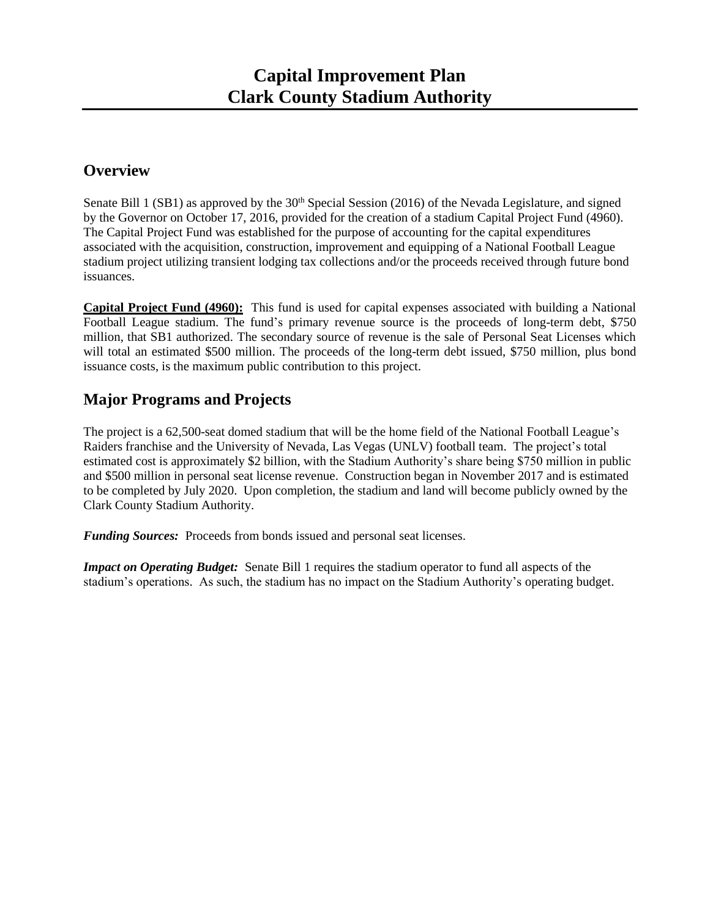# Capital Improvement Plan
# Clark County Stadium Authority

## Overview

Senate Bill 1 (SB1) as approved by the 30th Special Session (2016) of the Nevada Legislature, and signed by the Governor on October 17, 2016, provided for the creation of a stadium Capital Project Fund (4960). The Capital Project Fund was established for the purpose of accounting for the capital expenditures associated with the acquisition, construction, improvement and equipping of a National Football League stadium project utilizing transient lodging tax collections and/or the proceeds received through future bond issuances.

**Capital Project Fund (4960):** This fund is used for capital expenses associated with building a National Football League stadium. The fund's primary revenue source is the proceeds of long-term debt, $750 million, that SB1 authorized. The secondary source of revenue is the sale of Personal Seat Licenses which will total an estimated $500 million. The proceeds of the long-term debt issued, $750 million, plus bond issuance costs, is the maximum public contribution to this project.

## Major Programs and Projects

The project is a 62,500-seat domed stadium that will be the home field of the National Football League's Raiders franchise and the University of Nevada, Las Vegas (UNLV) football team. The project's total estimated cost is approximately $2 billion, with the Stadium Authority's share being $750 million in public and $500 million in personal seat license revenue. Construction began in November 2017 and is estimated to be completed by July 2020. Upon completion, the stadium and land will become publicly owned by the Clark County Stadium Authority.

***Funding Sources:*** Proceeds from bonds issued and personal seat licenses.

***Impact on Operating Budget:*** Senate Bill 1 requires the stadium operator to fund all aspects of the stadium's operations. As such, the stadium has no impact on the Stadium Authority's operating budget.